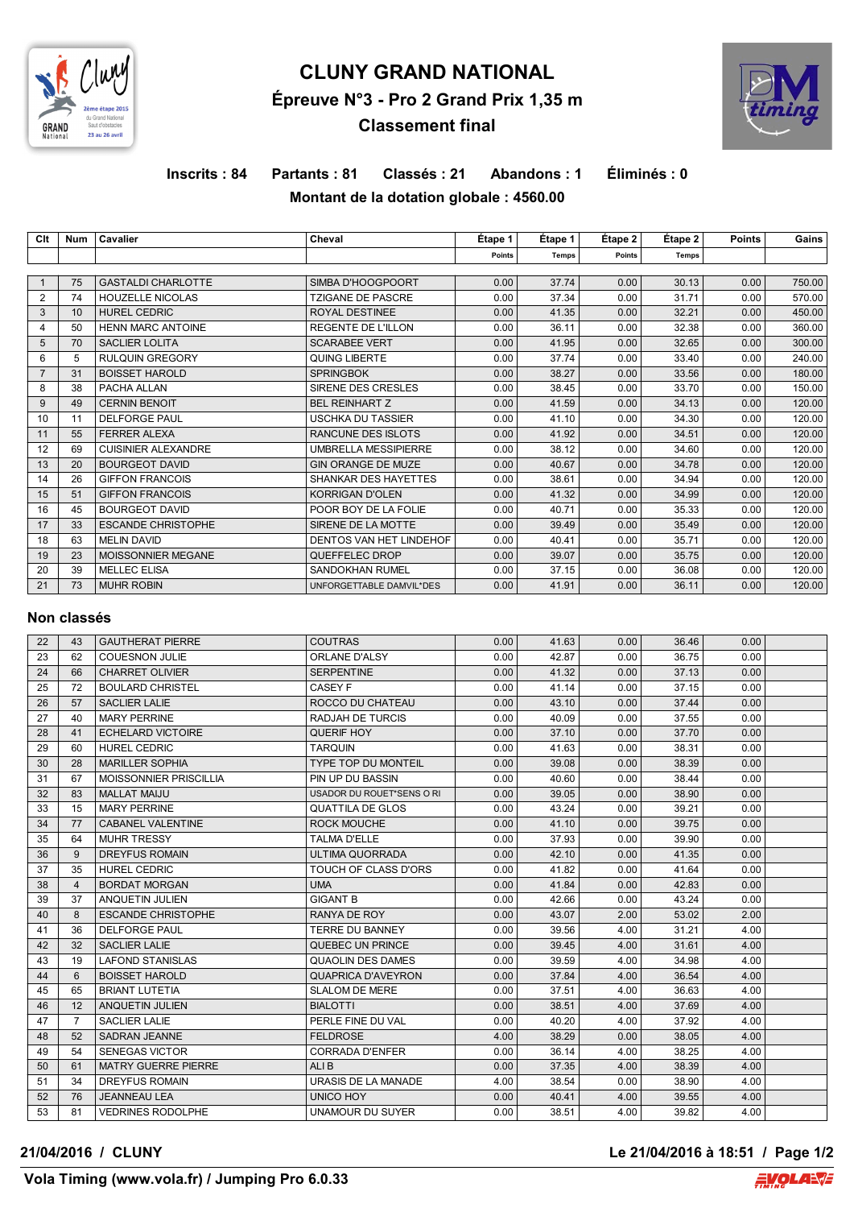# CLUNY GRAND NATIONAL

## Épreuve N°3 - Pro 2 Grand Prix 1,35 m

## Classement final

**Inscrits : 84　Partants : 81　Classés : 21　Abandons : 1　Éliminés : 0**

**Montant de la dotation globale : 4560.00**

| Clt | Num | Cavalier | Cheval | Étape 1 Points | Étape 1 Temps | Étape 2 Points | Étape 2 Temps | Points | Gains |
|---|---|---|---|---|---|---|---|---|---|
| 1 | 75 | GASTALDI CHARLOTTE | SIMBA D'HOOGPOORT | 0.00 | 37.74 | 0.00 | 30.13 | 0.00 | 750.00 |
| 2 | 74 | HOUZELLE NICOLAS | TZIGANE DE PASCRE | 0.00 | 37.34 | 0.00 | 31.71 | 0.00 | 570.00 |
| 3 | 10 | HUREL CEDRIC | ROYAL DESTINEE | 0.00 | 41.35 | 0.00 | 32.21 | 0.00 | 450.00 |
| 4 | 50 | HENN MARC ANTOINE | REGENTE DE L'ILLON | 0.00 | 36.11 | 0.00 | 32.38 | 0.00 | 360.00 |
| 5 | 70 | SACLIER LOLITA | SCARABEE VERT | 0.00 | 41.95 | 0.00 | 32.65 | 0.00 | 300.00 |
| 6 | 5 | RULQUIN GREGORY | QUING LIBERTE | 0.00 | 37.74 | 0.00 | 33.40 | 0.00 | 240.00 |
| 7 | 31 | BOISSET HAROLD | SPRINGBOK | 0.00 | 38.27 | 0.00 | 33.56 | 0.00 | 180.00 |
| 8 | 38 | PACHA ALLAN | SIRENE DES CRESLES | 0.00 | 38.45 | 0.00 | 33.70 | 0.00 | 150.00 |
| 9 | 49 | CERNIN BENOIT | BEL REINHART Z | 0.00 | 41.59 | 0.00 | 34.13 | 0.00 | 120.00 |
| 10 | 11 | DELFORGE PAUL | USCHKA DU TASSIER | 0.00 | 41.10 | 0.00 | 34.30 | 0.00 | 120.00 |
| 11 | 55 | FERRER ALEXA | RANCUNE DES ISLOTS | 0.00 | 41.92 | 0.00 | 34.51 | 0.00 | 120.00 |
| 12 | 69 | CUISINIER ALEXANDRE | UMBRELLA MESSIPIERRE | 0.00 | 38.12 | 0.00 | 34.60 | 0.00 | 120.00 |
| 13 | 20 | BOURGEOT DAVID | GIN ORANGE DE MUZE | 0.00 | 40.67 | 0.00 | 34.78 | 0.00 | 120.00 |
| 14 | 26 | GIFFON FRANCOIS | SHANKAR DES HAYETTES | 0.00 | 38.61 | 0.00 | 34.94 | 0.00 | 120.00 |
| 15 | 51 | GIFFON FRANCOIS | KORRIGAN D'OLEN | 0.00 | 41.32 | 0.00 | 34.99 | 0.00 | 120.00 |
| 16 | 45 | BOURGEOT DAVID | POOR BOY DE LA FOLIE | 0.00 | 40.71 | 0.00 | 35.33 | 0.00 | 120.00 |
| 17 | 33 | ESCANDE CHRISTOPHE | SIRENE DE LA MOTTE | 0.00 | 39.49 | 0.00 | 35.49 | 0.00 | 120.00 |
| 18 | 63 | MELIN DAVID | DENTOS VAN HET LINDEHOF | 0.00 | 40.41 | 0.00 | 35.71 | 0.00 | 120.00 |
| 19 | 23 | MOISSONNIER MEGANE | QUEFFELEC DROP | 0.00 | 39.07 | 0.00 | 35.75 | 0.00 | 120.00 |
| 20 | 39 | MELLEC ELISA | SANDOKHAN RUMEL | 0.00 | 37.15 | 0.00 | 36.08 | 0.00 | 120.00 |
| 21 | 73 | MUHR ROBIN | UNFORGETTABLE DAMVIL*DES | 0.00 | 41.91 | 0.00 | 36.11 | 0.00 | 120.00 |

### Non classés

| Clt | Num | Cavalier | Cheval | Étape 1 Points | Étape 1 Temps | Étape 2 Points | Étape 2 Temps | Points | Gains |
|---|---|---|---|---|---|---|---|---|---|
| 22 | 43 | GAUTHERAT PIERRE | COUTRAS | 0.00 | 41.63 | 0.00 | 36.46 | 0.00 | |
| 23 | 62 | COUESNON JULIE | ORLANE D'ALSY | 0.00 | 42.87 | 0.00 | 36.75 | 0.00 | |
| 24 | 66 | CHARRET OLIVIER | SERPENTINE | 0.00 | 41.32 | 0.00 | 37.13 | 0.00 | |
| 25 | 72 | BOULARD CHRISTEL | CASEY F | 0.00 | 41.14 | 0.00 | 37.15 | 0.00 | |
| 26 | 57 | SACLIER LALIE | ROCCO DU CHATEAU | 0.00 | 43.10 | 0.00 | 37.44 | 0.00 | |
| 27 | 40 | MARY PERRINE | RADJAH DE TURCIS | 0.00 | 40.09 | 0.00 | 37.55 | 0.00 | |
| 28 | 41 | ECHELARD VICTOIRE | QUERIF HOY | 0.00 | 37.10 | 0.00 | 37.70 | 0.00 | |
| 29 | 60 | HUREL CEDRIC | TARQUIN | 0.00 | 41.63 | 0.00 | 38.31 | 0.00 | |
| 30 | 28 | MARILLER SOPHIA | TYPE TOP DU MONTEIL | 0.00 | 39.08 | 0.00 | 38.39 | 0.00 | |
| 31 | 67 | MOISSONNIER PRISCILLIA | PIN UP DU BASSIN | 0.00 | 40.60 | 0.00 | 38.44 | 0.00 | |
| 32 | 83 | MALLAT MAIJU | USADOR DU ROUET*SENS O RI | 0.00 | 39.05 | 0.00 | 38.90 | 0.00 | |
| 33 | 15 | MARY PERRINE | QUATTILA DE GLOS | 0.00 | 43.24 | 0.00 | 39.21 | 0.00 | |
| 34 | 77 | CABANEL VALENTINE | ROCK MOUCHE | 0.00 | 41.10 | 0.00 | 39.75 | 0.00 | |
| 35 | 64 | MUHR TRESSY | TALMA D'ELLE | 0.00 | 37.93 | 0.00 | 39.90 | 0.00 | |
| 36 | 9 | DREYFUS ROMAIN | ULTIMA QUORRADA | 0.00 | 42.10 | 0.00 | 41.35 | 0.00 | |
| 37 | 35 | HUREL CEDRIC | TOUCH OF CLASS D'ORS | 0.00 | 41.82 | 0.00 | 41.64 | 0.00 | |
| 38 | 4 | BORDAT MORGAN | UMA | 0.00 | 41.84 | 0.00 | 42.83 | 0.00 | |
| 39 | 37 | ANQUETIN JULIEN | GIGANT B | 0.00 | 42.66 | 0.00 | 43.24 | 0.00 | |
| 40 | 8 | ESCANDE CHRISTOPHE | RANYA DE ROY | 0.00 | 43.07 | 2.00 | 53.02 | 2.00 | |
| 41 | 36 | DELFORGE PAUL | TERRE DU BANNEY | 0.00 | 39.56 | 4.00 | 31.21 | 4.00 | |
| 42 | 32 | SACLIER LALIE | QUEBEC UN PRINCE | 0.00 | 39.45 | 4.00 | 31.61 | 4.00 | |
| 43 | 19 | LAFOND STANISLAS | QUAOLIN DES DAMES | 0.00 | 39.59 | 4.00 | 34.98 | 4.00 | |
| 44 | 6 | BOISSET HAROLD | QUAPRICA D'AVEYRON | 0.00 | 37.84 | 4.00 | 36.54 | 4.00 | |
| 45 | 65 | BRIANT LUTETIA | SLALOM DE MERE | 0.00 | 37.51 | 4.00 | 36.63 | 4.00 | |
| 46 | 12 | ANQUETIN JULIEN | BIALOTTI | 0.00 | 38.51 | 4.00 | 37.69 | 4.00 | |
| 47 | 7 | SACLIER LALIE | PERLE FINE DU VAL | 0.00 | 40.20 | 4.00 | 37.92 | 4.00 | |
| 48 | 52 | SADRAN JEANNE | FELDROSE | 4.00 | 38.29 | 0.00 | 38.05 | 4.00 | |
| 49 | 54 | SENEGAS VICTOR | CORRADA D'ENFER | 0.00 | 36.14 | 4.00 | 38.25 | 4.00 | |
| 50 | 61 | MATRY GUERRE PIERRE | ALI B | 0.00 | 37.35 | 4.00 | 38.39 | 4.00 | |
| 51 | 34 | DREYFUS ROMAIN | URASIS DE LA MANADE | 4.00 | 38.54 | 0.00 | 38.90 | 4.00 | |
| 52 | 76 | JEANNEAU LEA | UNICO HOY | 0.00 | 40.41 | 4.00 | 39.55 | 4.00 | |
| 53 | 81 | VEDRINES RODOLPHE | UNAMOUR DU SUYER | 0.00 | 38.51 | 4.00 | 39.82 | 4.00 | |

**21/04/2016 / CLUNY**　　**Le 21/04/2016 à 18:51**

**Vola Timing (www.vola.fr) / Jumping Pro 6.0.33**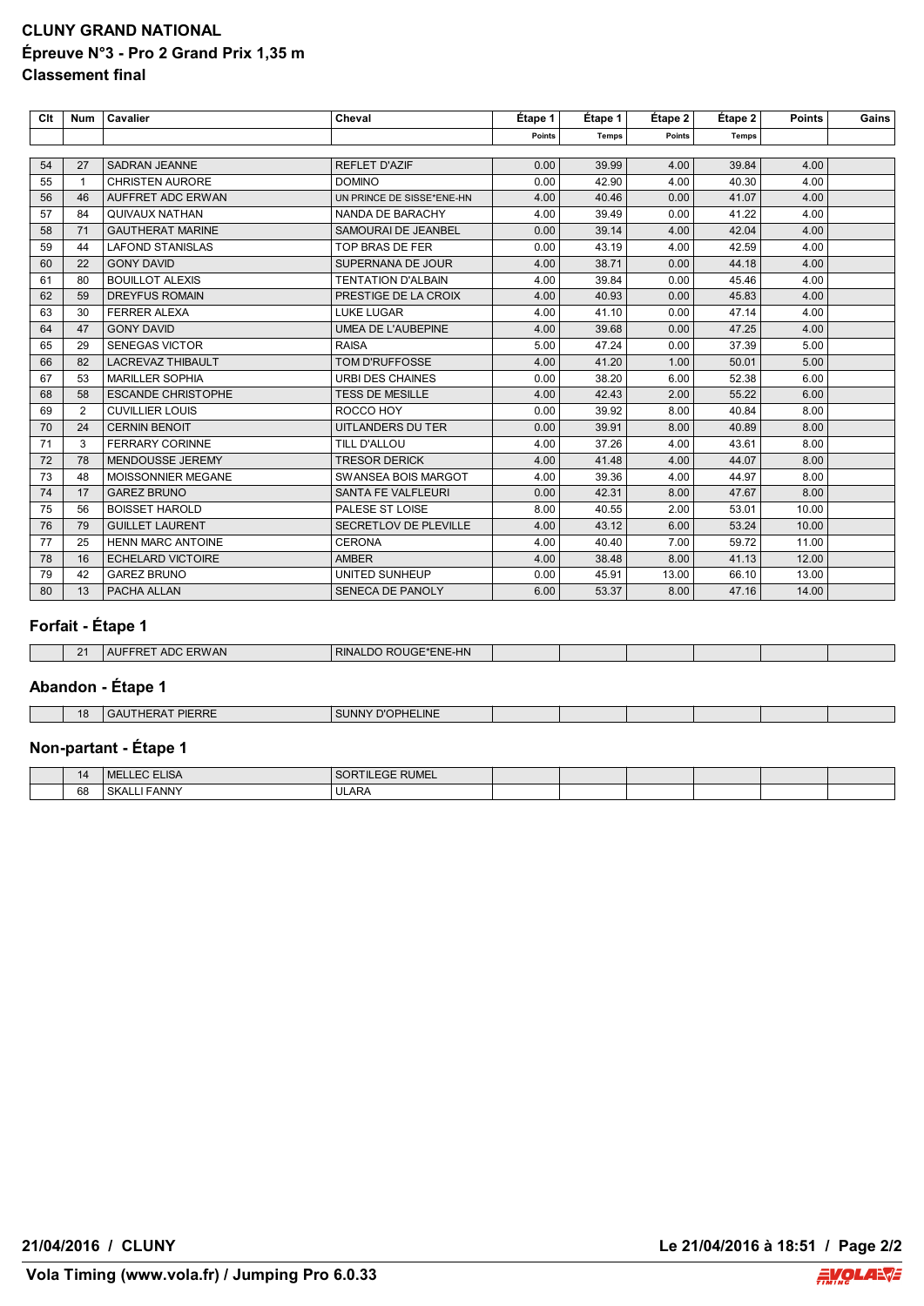# CLUNY GRAND NATIONAL

## Épreuve N°3 - Pro 2 Grand Prix 1,35 m

## Classement final

| Clt | Num | Cavalier | Cheval | Étape 1 | Étape 1 | Étape 2 | Étape 2 | Points | Gains |
|---|---|---|---|---|---|---|---|---|---|
| | | | | Points | Temps | Points | Temps | | |
| 54 | 27 | SADRAN JEANNE | REFLET D'AZIF | 0.00 | 39.99 | 4.00 | 39.84 | 4.00 | |
| 55 | 1 | CHRISTEN AURORE | DOMINO | 0.00 | 42.90 | 4.00 | 40.30 | 4.00 | |
| 56 | 46 | AUFFRET ADC ERWAN | UN PRINCE DE SISSE*ENE-HN | 4.00 | 40.46 | 0.00 | 41.07 | 4.00 | |
| 57 | 84 | QUIVAUX NATHAN | NANDA DE BARACHY | 4.00 | 39.49 | 0.00 | 41.22 | 4.00 | |
| 58 | 71 | GAUTHERAT MARINE | SAMOURAI DE JEANBEL | 0.00 | 39.14 | 4.00 | 42.04 | 4.00 | |
| 59 | 44 | LAFOND STANISLAS | TOP BRAS DE FER | 0.00 | 43.19 | 4.00 | 42.59 | 4.00 | |
| 60 | 22 | GONY DAVID | SUPERNANA DE JOUR | 4.00 | 38.71 | 0.00 | 44.18 | 4.00 | |
| 61 | 80 | BOUILLOT ALEXIS | TENTATION D'ALBAIN | 4.00 | 39.84 | 0.00 | 45.46 | 4.00 | |
| 62 | 59 | DREYFUS ROMAIN | PRESTIGE DE LA CROIX | 4.00 | 40.93 | 0.00 | 45.83 | 4.00 | |
| 63 | 30 | FERRER ALEXA | LUKE LUGAR | 4.00 | 41.10 | 0.00 | 47.14 | 4.00 | |
| 64 | 47 | GONY DAVID | UMEA DE L'AUBEPINE | 4.00 | 39.68 | 0.00 | 47.25 | 4.00 | |
| 65 | 29 | SENEGAS VICTOR | RAISA | 5.00 | 47.24 | 0.00 | 37.39 | 5.00 | |
| 66 | 82 | LACREVAZ THIBAULT | TOM D'RUFFOSSE | 4.00 | 41.20 | 1.00 | 50.01 | 5.00 | |
| 67 | 53 | MARILLER SOPHIA | URBI DES CHAINES | 0.00 | 38.20 | 6.00 | 52.38 | 6.00 | |
| 68 | 58 | ESCANDE CHRISTOPHE | TESS DE MESILLE | 4.00 | 42.43 | 2.00 | 55.22 | 6.00 | |
| 69 | 2 | CUVILLIER LOUIS | ROCCO HOY | 0.00 | 39.92 | 8.00 | 40.84 | 8.00 | |
| 70 | 24 | CERNIN BENOIT | UITLANDERS DU TER | 0.00 | 39.91 | 8.00 | 40.89 | 8.00 | |
| 71 | 3 | FERRARY CORINNE | TILL D'ALLOU | 4.00 | 37.26 | 4.00 | 43.61 | 8.00 | |
| 72 | 78 | MENDOUSSE JEREMY | TRESOR DERICK | 4.00 | 41.48 | 4.00 | 44.07 | 8.00 | |
| 73 | 48 | MOISSONNIER MEGANE | SWANSEA BOIS MARGOT | 4.00 | 39.36 | 4.00 | 44.97 | 8.00 | |
| 74 | 17 | GAREZ BRUNO | SANTA FE VALFLEURI | 0.00 | 42.31 | 8.00 | 47.67 | 8.00 | |
| 75 | 56 | BOISSET HAROLD | PALESE ST LOISE | 8.00 | 40.55 | 2.00 | 53.01 | 10.00 | |
| 76 | 79 | GUILLET LAURENT | SECRETLOV DE PLEVILLE | 4.00 | 43.12 | 6.00 | 53.24 | 10.00 | |
| 77 | 25 | HENN MARC ANTOINE | CERONA | 4.00 | 40.40 | 7.00 | 59.72 | 11.00 | |
| 78 | 16 | ECHELARD VICTOIRE | AMBER | 4.00 | 38.48 | 8.00 | 41.13 | 12.00 | |
| 79 | 42 | GAREZ BRUNO | UNITED SUNHEUP | 0.00 | 45.91 | 13.00 | 66.10 | 13.00 | |
| 80 | 13 | PACHA ALLAN | SENECA DE PANOLY | 6.00 | 53.37 | 8.00 | 47.16 | 14.00 | |

## Forfait - Étape 1

| | | | | | | | | | |
|---|---|---|---|---|---|---|---|---|---|
| | 21 | AUFFRET ADC ERWAN | RINALDO ROUGE*ENE-HN | | | | | | |

## Abandon - Étape 1

| | | | | | | | | | |
|---|---|---|---|---|---|---|---|---|---|
| | 18 | GAUTHERAT PIERRE | SUNNY D'OPHELINE | | | | | | |

## Non-partant - Étape 1

| | | | | | | | | | |
|---|---|---|---|---|---|---|---|---|---|
| | 14 | MELLEC ELISA | SORTILEGE RUMEL | | | | | | |
| | 68 | SKALLI FANNY | ULARA | | | | | | |

21/04/2016 / CLUNY — Le 21/04/2016 à 18:51

Vola Timing (www.vola.fr) / Jumping Pro 6.0.33